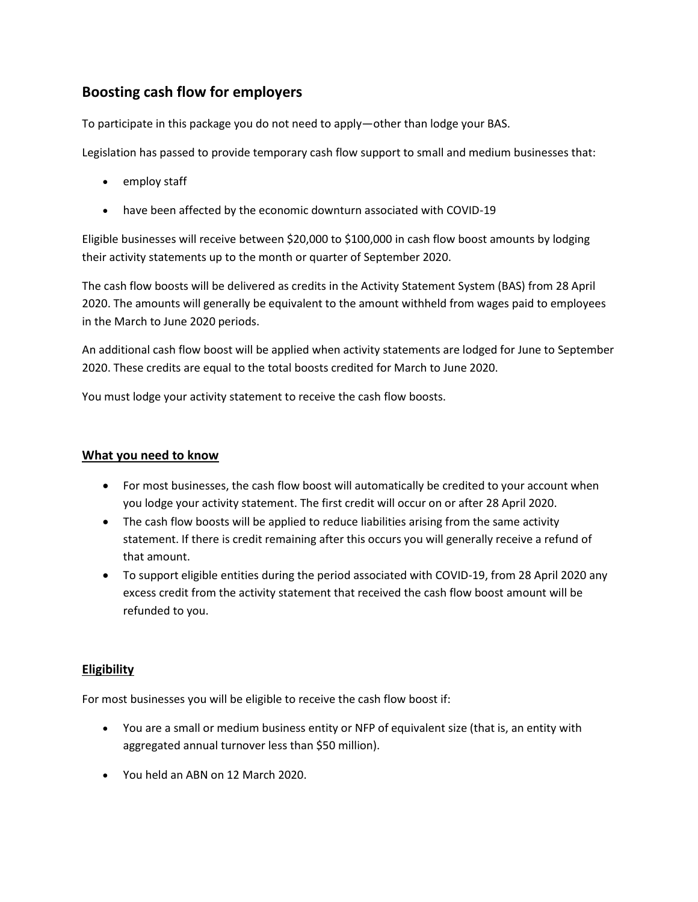## Boosting cash flow for employers

To participate in this package you do not need to apply—other than lodge your BAS.

Legislation has passed to provide temporary cash flow support to small and medium businesses that:

- employ staff
- have been affected by the economic downturn associated with COVID-19

Eligible businesses will receive between $20,000 to $100,000 in cash flow boost amounts by lodging their activity statements up to the month or quarter of September 2020.

The cash flow boosts will be delivered as credits in the Activity Statement System (BAS) from 28 April 2020. The amounts will generally be equivalent to the amount withheld from wages paid to employees in the March to June 2020 periods.

An additional cash flow boost will be applied when activity statements are lodged for June to September 2020. These credits are equal to the total boosts credited for March to June 2020.

You must lodge your activity statement to receive the cash flow boosts.

### What you need to know

- For most businesses, the cash flow boost will automatically be credited to your account when you lodge your activity statement. The first credit will occur on or after 28 April 2020.
- The cash flow boosts will be applied to reduce liabilities arising from the same activity statement. If there is credit remaining after this occurs you will generally receive a refund of that amount.
- To support eligible entities during the period associated with COVID-19, from 28 April 2020 any excess credit from the activity statement that received the cash flow boost amount will be refunded to you.

### Eligibility

For most businesses you will be eligible to receive the cash flow boost if:

- You are a small or medium business entity or NFP of equivalent size (that is, an entity with aggregated annual turnover less than $50 million).
- You held an ABN on 12 March 2020.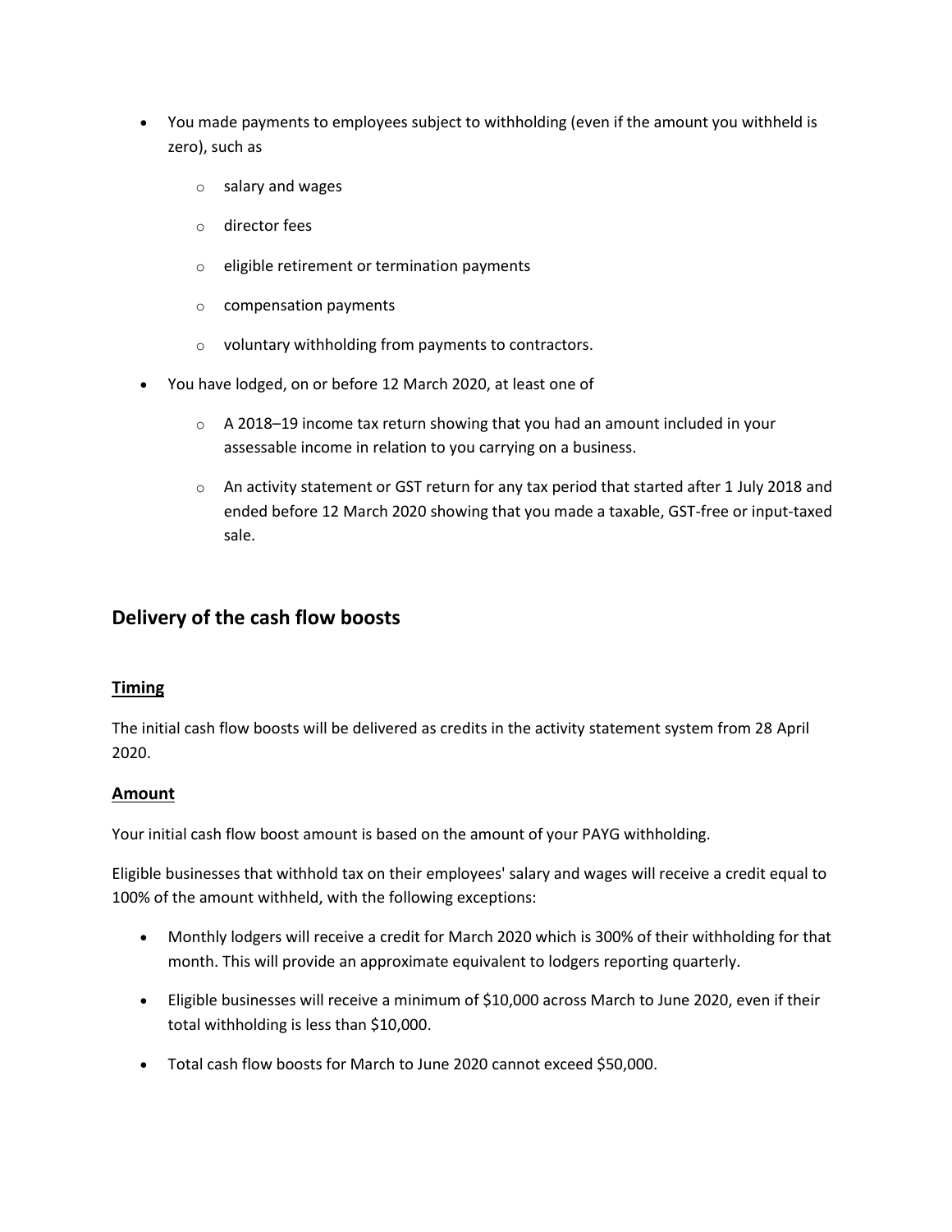- You made payments to employees subject to withholding (even if the amount you withheld is zero), such as
  - salary and wages
  - director fees
  - eligible retirement or termination payments
  - compensation payments
  - voluntary withholding from payments to contractors.
- You have lodged, on or before 12 March 2020, at least one of
  - A 2018–19 income tax return showing that you had an amount included in your assessable income in relation to you carrying on a business.
  - An activity statement or GST return for any tax period that started after 1 July 2018 and ended before 12 March 2020 showing that you made a taxable, GST-free or input-taxed sale.

## Delivery of the cash flow boosts

### Timing

The initial cash flow boosts will be delivered as credits in the activity statement system from 28 April 2020.

### Amount

Your initial cash flow boost amount is based on the amount of your PAYG withholding.

Eligible businesses that withhold tax on their employees' salary and wages will receive a credit equal to 100% of the amount withheld, with the following exceptions:

- Monthly lodgers will receive a credit for March 2020 which is 300% of their withholding for that month. This will provide an approximate equivalent to lodgers reporting quarterly.
- Eligible businesses will receive a minimum of $10,000 across March to June 2020, even if their total withholding is less than $10,000.
- Total cash flow boosts for March to June 2020 cannot exceed $50,000.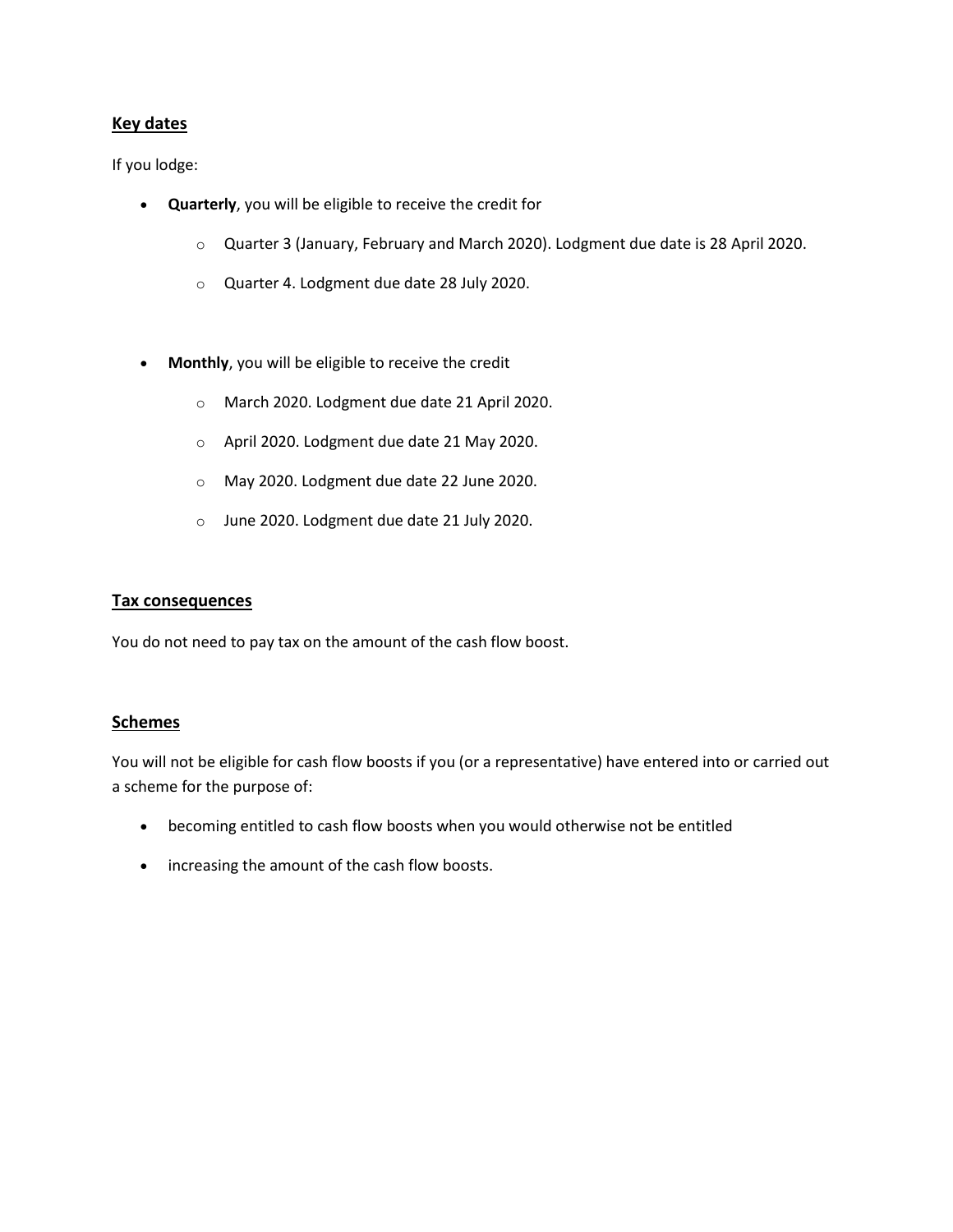## Key dates

If you lodge:

- **Quarterly**, you will be eligible to receive the credit for
  - Quarter 3 (January, February and March 2020). Lodgment due date is 28 April 2020.
  - Quarter 4. Lodgment due date 28 July 2020.

- **Monthly**, you will be eligible to receive the credit
  - March 2020. Lodgment due date 21 April 2020.
  - April 2020. Lodgment due date 21 May 2020.
  - May 2020. Lodgment due date 22 June 2020.
  - June 2020. Lodgment due date 21 July 2020.

## Tax consequences

You do not need to pay tax on the amount of the cash flow boost.

## Schemes

You will not be eligible for cash flow boosts if you (or a representative) have entered into or carried out a scheme for the purpose of:

- becoming entitled to cash flow boosts when you would otherwise not be entitled
- increasing the amount of the cash flow boosts.